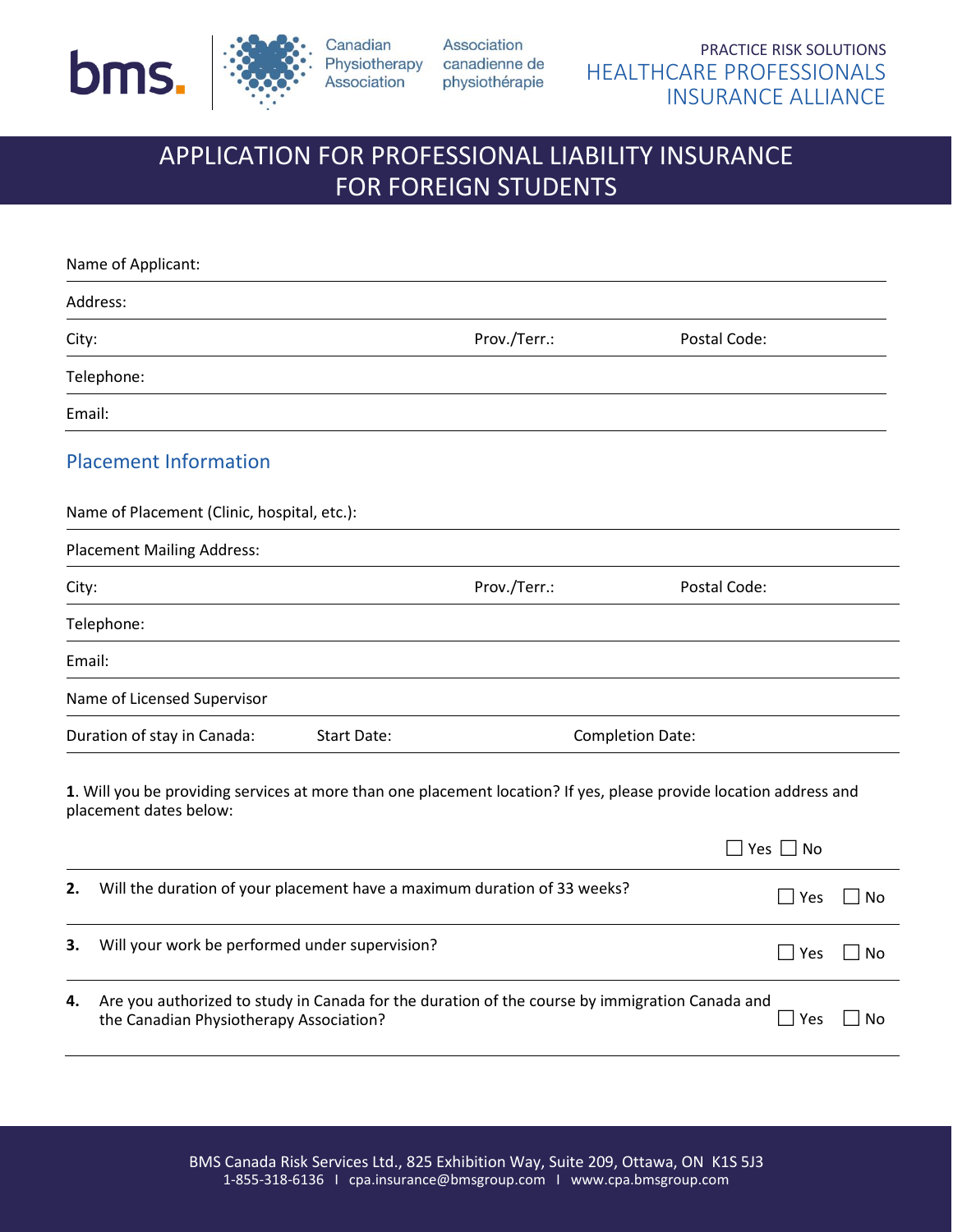bms. Canadian Physiotherapy Association | Association canadienne de physiothérapie

PRACTICE RISK SOLUTIONS
HEALTHCARE PROFESSIONALS INSURANCE ALLIANCE

# APPLICATION FOR PROFESSIONAL LIABILITY INSURANCE FOR FOREIGN STUDENTS

Name of Applicant:

Address:

City: Prov./Terr.: Postal Code:

Telephone:

Email:

## Placement Information

Name of Placement (Clinic, hospital, etc.):

Placement Mailing Address:

City: Prov./Terr.: Postal Code:

Telephone:

Email:

Name of Licensed Supervisor

Duration of stay in Canada: Start Date: Completion Date:

**1**. Will you be providing services at more than one placement location? If yes, please provide location address and placement dates below:

☐ Yes ☐ No

| | | |
|---|---|---|
| **2.** | Will the duration of your placement have a maximum duration of 33 weeks? | ☐ Yes ☐ No |
| **3.** | Will your work be performed under supervision? | ☐ Yes ☐ No |
| **4.** | Are you authorized to study in Canada for the duration of the course by immigration Canada and the Canadian Physiotherapy Association? | ☐ Yes ☐ No |

BMS Canada Risk Services Ltd., 825 Exhibition Way, Suite 209, Ottawa, ON K1S 5J3
1-855-318-6136 I cpa.insurance@bmsgroup.com I www.cpa.bmsgroup.com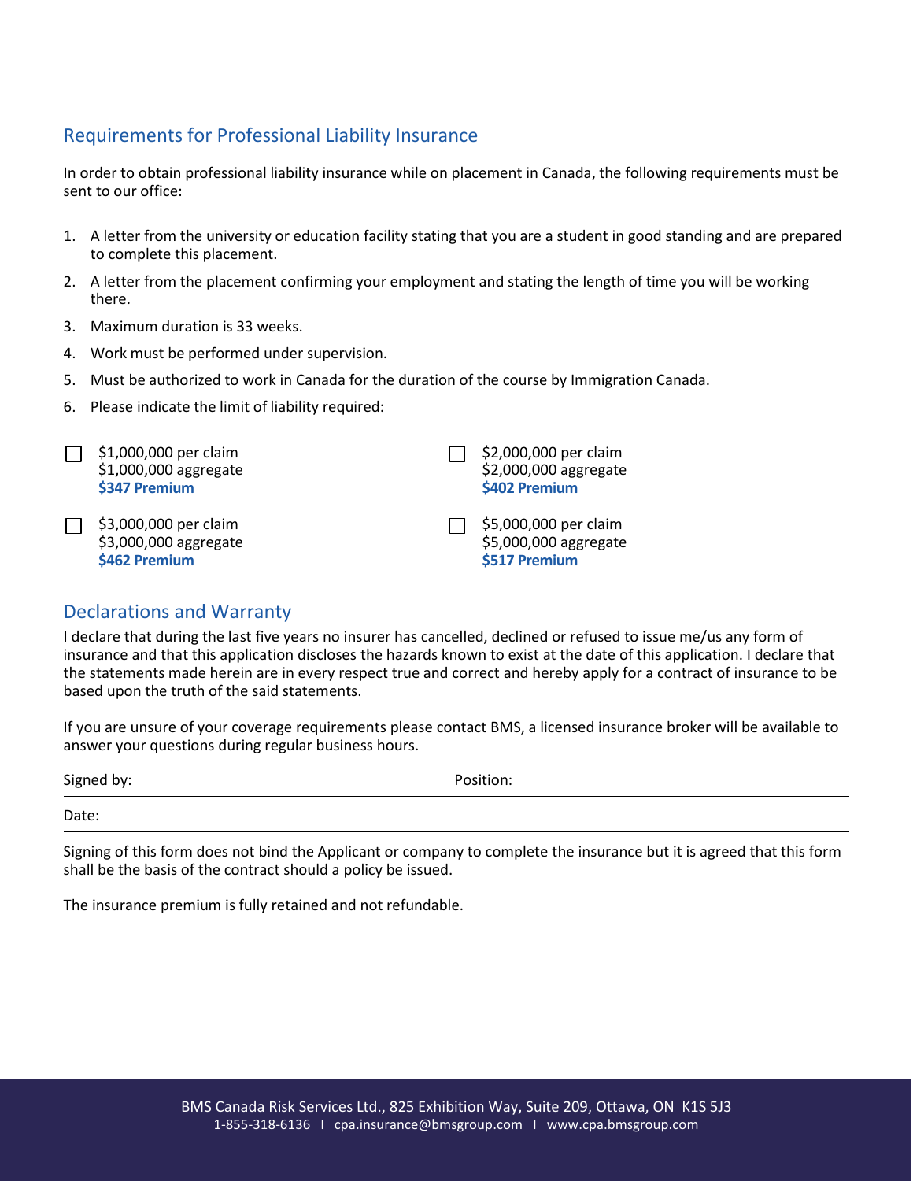## Requirements for Professional Liability Insurance

In order to obtain professional liability insurance while on placement in Canada, the following requirements must be sent to our office:

1. A letter from the university or education facility stating that you are a student in good standing and are prepared to complete this placement.
2. A letter from the placement confirming your employment and stating the length of time you will be working there.
3. Maximum duration is 33 weeks.
4. Work must be performed under supervision.
5. Must be authorized to work in Canada for the duration of the course by Immigration Canada.
6. Please indicate the limit of liability required:

☐ $1,000,000 per claim
$1,000,000 aggregate
**$347 Premium**

☐ $2,000,000 per claim
$2,000,000 aggregate
**$402 Premium**

☐ $3,000,000 per claim
$3,000,000 aggregate
**$462 Premium**

☐ $5,000,000 per claim
$5,000,000 aggregate
**$517 Premium**

## Declarations and Warranty

I declare that during the last five years no insurer has cancelled, declined or refused to issue me/us any form of insurance and that this application discloses the hazards known to exist at the date of this application. I declare that the statements made herein are in every respect true and correct and hereby apply for a contract of insurance to be based upon the truth of the said statements.

If you are unsure of your coverage requirements please contact BMS, a licensed insurance broker will be available to answer your questions during regular business hours.

Signed by: \_\_\_\_\_\_\_\_\_\_\_\_\_\_\_\_ Position: \_\_\_\_\_\_\_\_\_\_\_\_\_\_\_\_

Date: \_\_\_\_\_\_\_\_\_\_\_\_\_\_\_\_

Signing of this form does not bind the Applicant or company to complete the insurance but it is agreed that this form shall be the basis of the contract should a policy be issued.

The insurance premium is fully retained and not refundable.

BMS Canada Risk Services Ltd., 825 Exhibition Way, Suite 209, Ottawa, ON K1S 5J3
1-855-318-6136 I cpa.insurance@bmsgroup.com I www.cpa.bmsgroup.com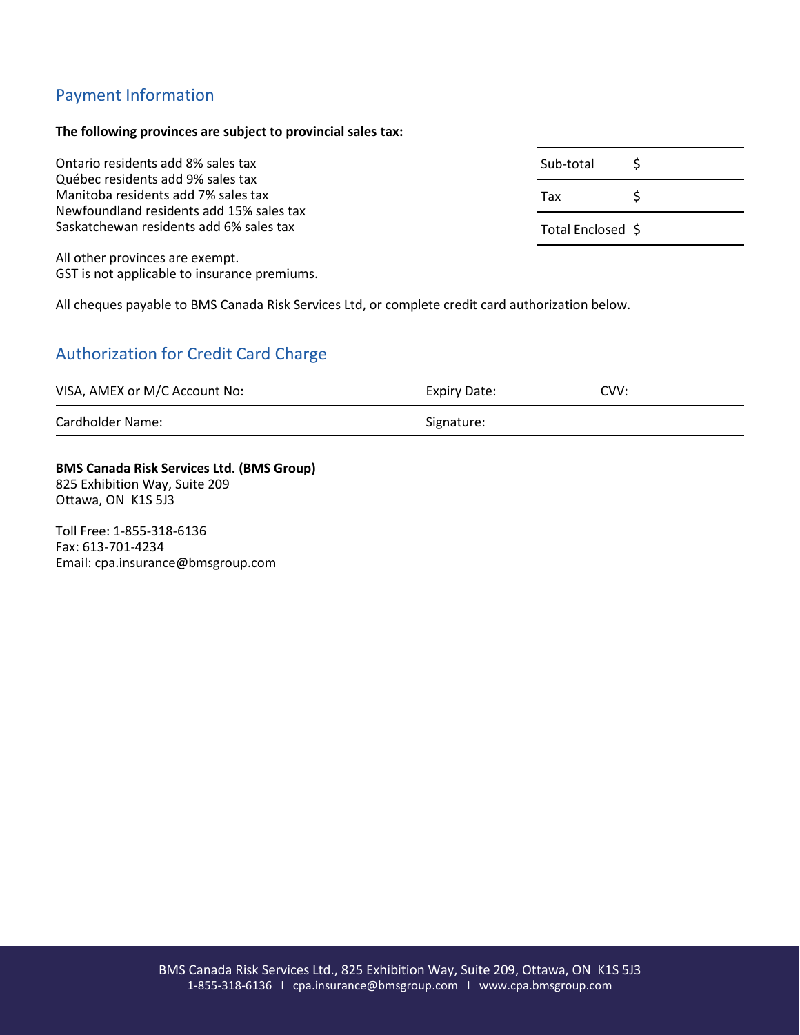## Payment Information

**The following provinces are subject to provincial sales tax:**

Ontario residents add 8% sales tax
Québec residents add 9% sales tax
Manitoba residents add 7% sales tax
Newfoundland residents add 15% sales tax
Saskatchewan residents add 6% sales tax

| | |
|---|---|
| Sub-total | $ |
| Tax | $ |
| Total Enclosed | $ |

All other provinces are exempt.
GST is not applicable to insurance premiums.

All cheques payable to BMS Canada Risk Services Ltd, or complete credit card authorization below.

## Authorization for Credit Card Charge

| | | |
|---|---|---|
| VISA, AMEX or M/C Account No: | Expiry Date: | CVV: |
| Cardholder Name: | Signature: | |

**BMS Canada Risk Services Ltd. (BMS Group)**
825 Exhibition Way, Suite 209
Ottawa, ON K1S 5J3

Toll Free: 1-855-318-6136
Fax: 613-701-4234
Email: cpa.insurance@bmsgroup.com